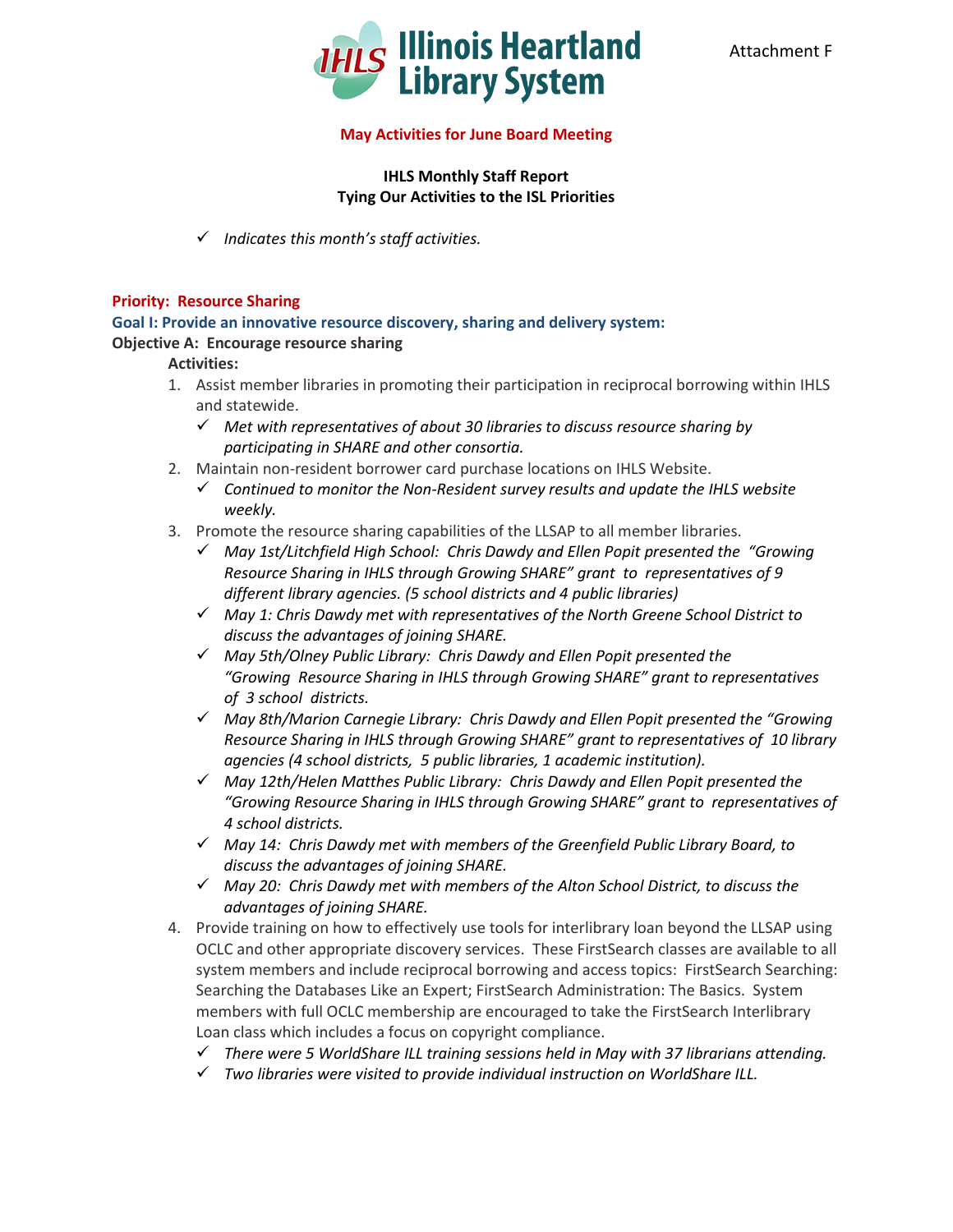Illinois Heartland Library System

Attachment F

**May Activities for June Board Meeting**

**IHLS Monthly Staff Report**
**Tying Our Activities to the ISL Priorities**

- ✓ *Indicates this month's staff activities.*

## Priority: Resource Sharing

### Goal I: Provide an innovative resource discovery, sharing and delivery system:

**Objective A: Encourage resource sharing**

**Activities:**

1. Assist member libraries in promoting their participation in reciprocal borrowing within IHLS and statewide.
   - ✓ *Met with representatives of about 30 libraries to discuss resource sharing by participating in SHARE and other consortia.*
2. Maintain non-resident borrower card purchase locations on IHLS Website.
   - ✓ *Continued to monitor the Non-Resident survey results and update the IHLS website weekly.*
3. Promote the resource sharing capabilities of the LLSAP to all member libraries.
   - ✓ *May 1st/Litchfield High School: Chris Dawdy and Ellen Popit presented the "Growing Resource Sharing in IHLS through Growing SHARE" grant to representatives of 9 different library agencies. (5 school districts and 4 public libraries)*
   - ✓ *May 1: Chris Dawdy met with representatives of the North Greene School District to discuss the advantages of joining SHARE.*
   - ✓ *May 5th/Olney Public Library: Chris Dawdy and Ellen Popit presented the "Growing Resource Sharing in IHLS through Growing SHARE" grant to representatives of 3 school districts.*
   - ✓ *May 8th/Marion Carnegie Library: Chris Dawdy and Ellen Popit presented the "Growing Resource Sharing in IHLS through Growing SHARE" grant to representatives of 10 library agencies (4 school districts, 5 public libraries, 1 academic institution).*
   - ✓ *May 12th/Helen Matthes Public Library: Chris Dawdy and Ellen Popit presented the "Growing Resource Sharing in IHLS through Growing SHARE" grant to representatives of 4 school districts.*
   - ✓ *May 14: Chris Dawdy met with members of the Greenfield Public Library Board, to discuss the advantages of joining SHARE.*
   - ✓ *May 20: Chris Dawdy met with members of the Alton School District, to discuss the advantages of joining SHARE.*
4. Provide training on how to effectively use tools for interlibrary loan beyond the LLSAP using OCLC and other appropriate discovery services. These FirstSearch classes are available to all system members and include reciprocal borrowing and access topics: FirstSearch Searching: Searching the Databases Like an Expert; FirstSearch Administration: The Basics. System members with full OCLC membership are encouraged to take the FirstSearch Interlibrary Loan class which includes a focus on copyright compliance.
   - ✓ *There were 5 WorldShare ILL training sessions held in May with 37 librarians attending.*
   - ✓ *Two libraries were visited to provide individual instruction on WorldShare ILL.*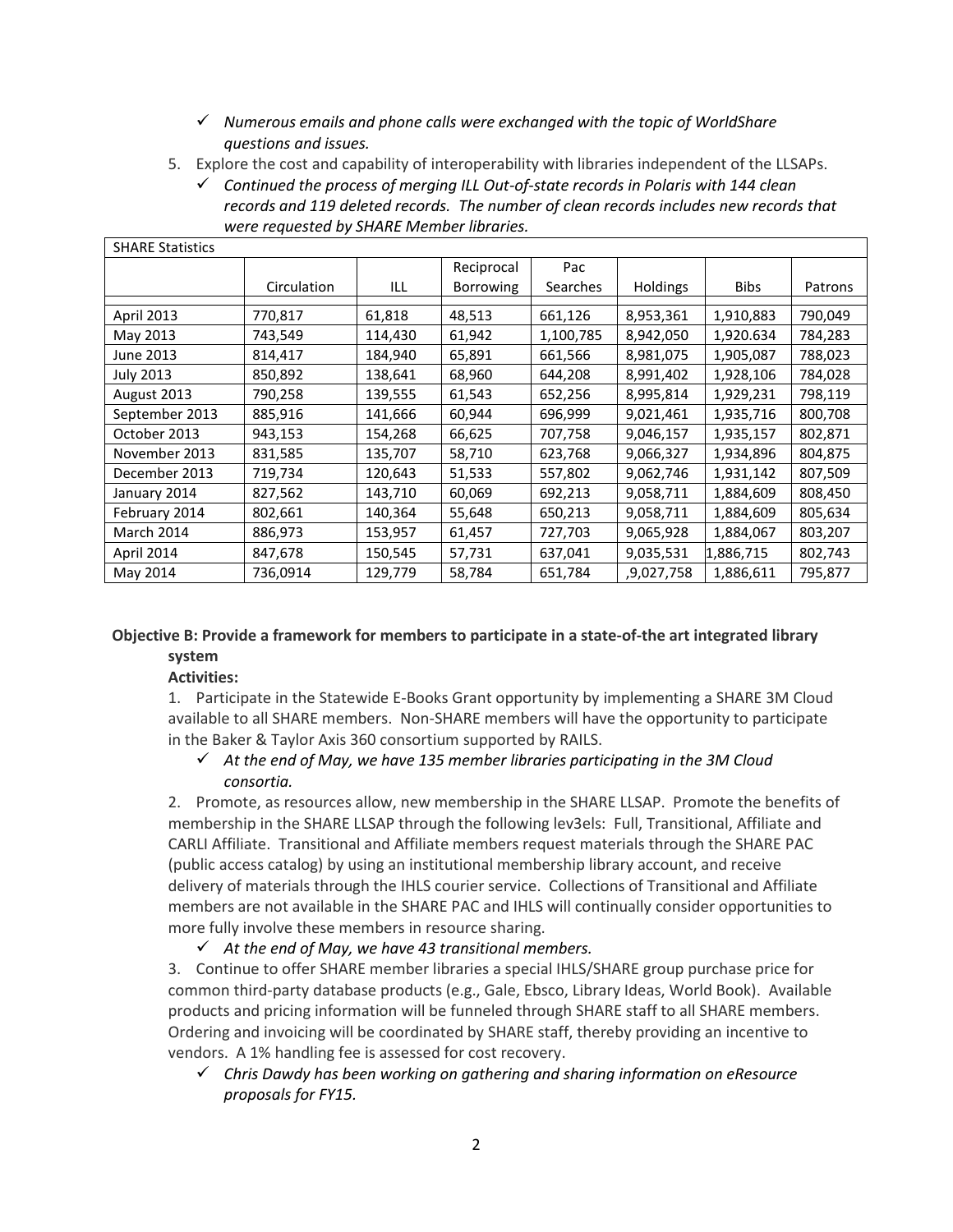- ✓ *Numerous emails and phone calls were exchanged with the topic of WorldShare questions and issues.*

5. Explore the cost and capability of interoperability with libraries independent of the LLSAPs.
   - ✓ *Continued the process of merging ILL Out-of-state records in Polaris with 144 clean records and 119 deleted records. The number of clean records includes new records that were requested by SHARE Member libraries.*

| SHARE Statistics | | | | | | | |
|---|---|---|---|---|---|---|---|
| | Circulation | ILL | Reciprocal Borrowing | Pac Searches | Holdings | Bibs | Patrons |
| April 2013 | 770,817 | 61,818 | 48,513 | 661,126 | 8,953,361 | 1,910,883 | 790,049 |
| May 2013 | 743,549 | 114,430 | 61,942 | 1,100,785 | 8,942,050 | 1,920.634 | 784,283 |
| June 2013 | 814,417 | 184,940 | 65,891 | 661,566 | 8,981,075 | 1,905,087 | 788,023 |
| July 2013 | 850,892 | 138,641 | 68,960 | 644,208 | 8,991,402 | 1,928,106 | 784,028 |
| August 2013 | 790,258 | 139,555 | 61,543 | 652,256 | 8,995,814 | 1,929,231 | 798,119 |
| September 2013 | 885,916 | 141,666 | 60,944 | 696,999 | 9,021,461 | 1,935,716 | 800,708 |
| October 2013 | 943,153 | 154,268 | 66,625 | 707,758 | 9,046,157 | 1,935,157 | 802,871 |
| November 2013 | 831,585 | 135,707 | 58,710 | 623,768 | 9,066,327 | 1,934,896 | 804,875 |
| December 2013 | 719,734 | 120,643 | 51,533 | 557,802 | 9,062,746 | 1,931,142 | 807,509 |
| January 2014 | 827,562 | 143,710 | 60,069 | 692,213 | 9,058,711 | 1,884,609 | 808,450 |
| February 2014 | 802,661 | 140,364 | 55,648 | 650,213 | 9,058,711 | 1,884,609 | 805,634 |
| March 2014 | 886,973 | 153,957 | 61,457 | 727,703 | 9,065,928 | 1,884,067 | 803,207 |
| April 2014 | 847,678 | 150,545 | 57,731 | 637,041 | 9,035,531 | 1,886,715 | 802,743 |
| May 2014 | 736,0914 | 129,779 | 58,784 | 651,784 | ,9,027,758 | 1,886,611 | 795,877 |

**Objective B: Provide a framework for members to participate in a state-of-the art integrated library system**

**Activities:**

1. Participate in the Statewide E-Books Grant opportunity by implementing a SHARE 3M Cloud available to all SHARE members. Non-SHARE members will have the opportunity to participate in the Baker & Taylor Axis 360 consortium supported by RAILS.
   - ✓ *At the end of May, we have 135 member libraries participating in the 3M Cloud consortia.*

2. Promote, as resources allow, new membership in the SHARE LLSAP. Promote the benefits of membership in the SHARE LLSAP through the following lev3els: Full, Transitional, Affiliate and CARLI Affiliate. Transitional and Affiliate members request materials through the SHARE PAC (public access catalog) by using an institutional membership library account, and receive delivery of materials through the IHLS courier service. Collections of Transitional and Affiliate members are not available in the SHARE PAC and IHLS will continually consider opportunities to more fully involve these members in resource sharing.
   - ✓ *At the end of May, we have 43 transitional members.*

3. Continue to offer SHARE member libraries a special IHLS/SHARE group purchase price for common third-party database products (e.g., Gale, Ebsco, Library Ideas, World Book). Available products and pricing information will be funneled through SHARE staff to all SHARE members. Ordering and invoicing will be coordinated by SHARE staff, thereby providing an incentive to vendors. A 1% handling fee is assessed for cost recovery.
   - ✓ *Chris Dawdy has been working on gathering and sharing information on eResource proposals for FY15.*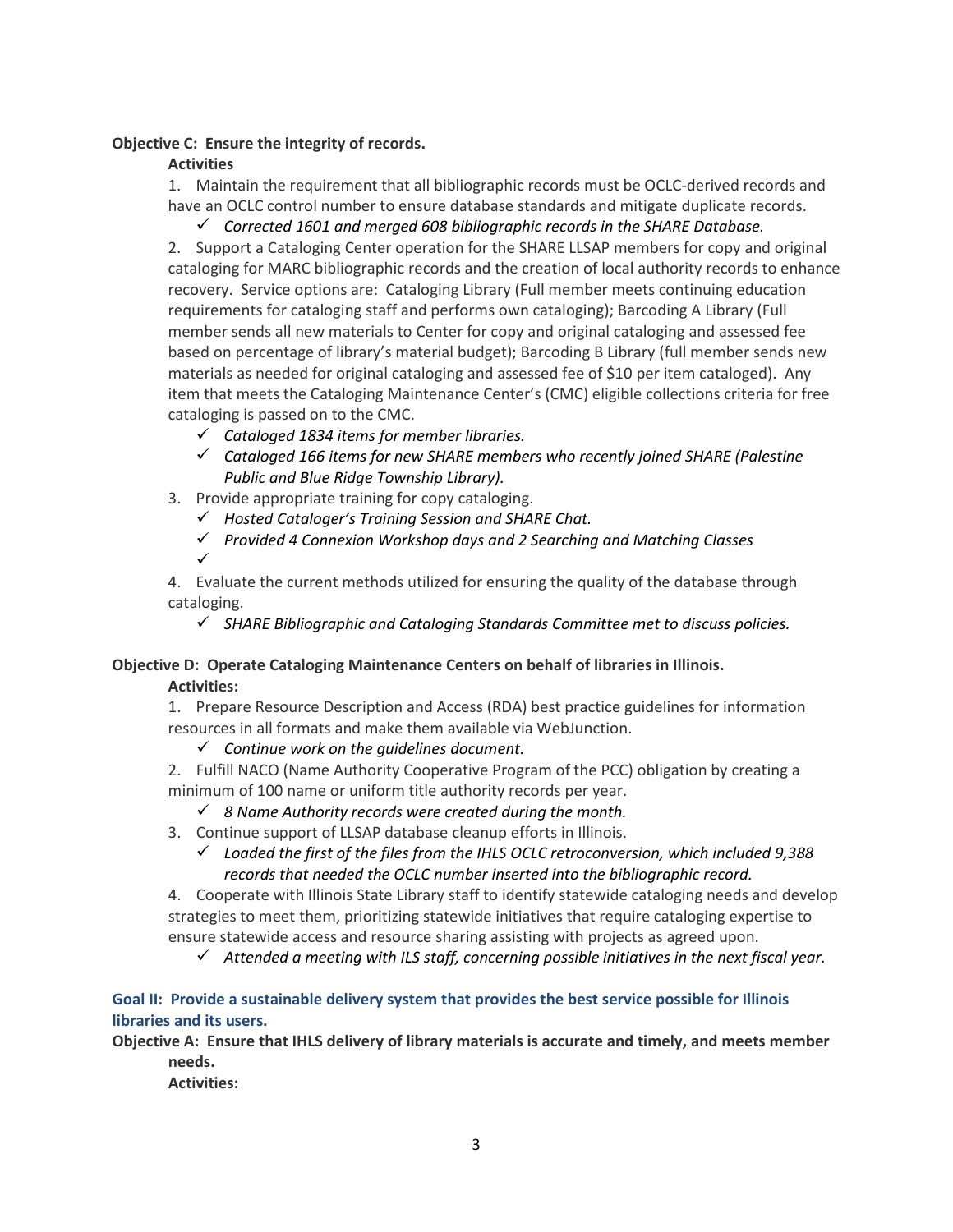**Objective C: Ensure the integrity of records.**

**Activities**

1. Maintain the requirement that all bibliographic records must be OCLC-derived records and have an OCLC control number to ensure database standards and mitigate duplicate records.
   - ✓ *Corrected 1601 and merged 608 bibliographic records in the SHARE Database.*
2. Support a Cataloging Center operation for the SHARE LLSAP members for copy and original cataloging for MARC bibliographic records and the creation of local authority records to enhance recovery. Service options are: Cataloging Library (Full member meets continuing education requirements for cataloging staff and performs own cataloging); Barcoding A Library (Full member sends all new materials to Center for copy and original cataloging and assessed fee based on percentage of library's material budget); Barcoding B Library (full member sends new materials as needed for original cataloging and assessed fee of $10 per item cataloged). Any item that meets the Cataloging Maintenance Center's (CMC) eligible collections criteria for free cataloging is passed on to the CMC.
   - ✓ *Cataloged 1834 items for member libraries.*
   - ✓ *Cataloged 166 items for new SHARE members who recently joined SHARE (Palestine Public and Blue Ridge Township Library).*
3. Provide appropriate training for copy cataloging.
   - ✓ *Hosted Cataloger's Training Session and SHARE Chat.*
   - ✓ *Provided 4 Connexion Workshop days and 2 Searching and Matching Classes*
   - ✓
4. Evaluate the current methods utilized for ensuring the quality of the database through cataloging.
   - ✓ *SHARE Bibliographic and Cataloging Standards Committee met to discuss policies.*

**Objective D: Operate Cataloging Maintenance Centers on behalf of libraries in Illinois.**

**Activities:**

1. Prepare Resource Description and Access (RDA) best practice guidelines for information resources in all formats and make them available via WebJunction.
   - ✓ *Continue work on the guidelines document.*
2. Fulfill NACO (Name Authority Cooperative Program of the PCC) obligation by creating a minimum of 100 name or uniform title authority records per year.
   - ✓ *8 Name Authority records were created during the month.*
3. Continue support of LLSAP database cleanup efforts in Illinois.
   - ✓ *Loaded the first of the files from the IHLS OCLC retroconversion, which included 9,388 records that needed the OCLC number inserted into the bibliographic record.*
4. Cooperate with Illinois State Library staff to identify statewide cataloging needs and develop strategies to meet them, prioritizing statewide initiatives that require cataloging expertise to ensure statewide access and resource sharing assisting with projects as agreed upon.
   - ✓ *Attended a meeting with ILS staff, concerning possible initiatives in the next fiscal year.*

## Goal II: Provide a sustainable delivery system that provides the best service possible for Illinois libraries and its users.

**Objective A: Ensure that IHLS delivery of library materials is accurate and timely, and meets member needs.**

**Activities:**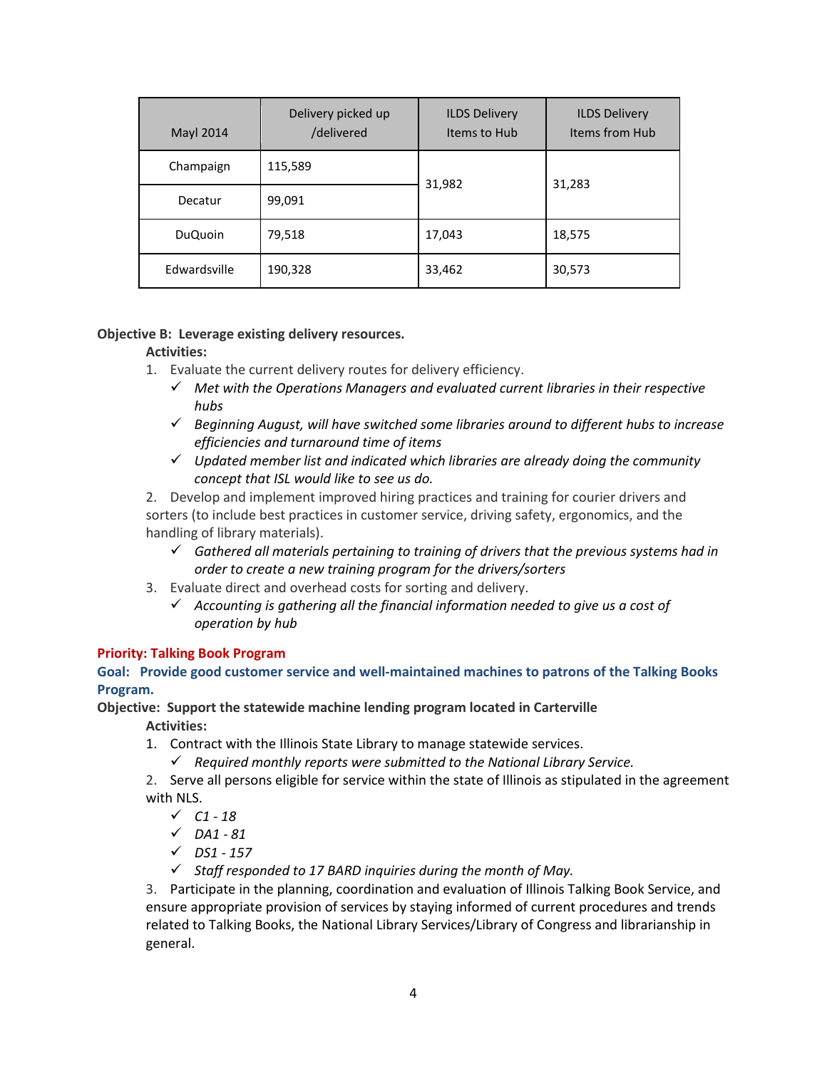| Mayl 2014 | Delivery picked up /delivered | ILDS Delivery Items to Hub | ILDS Delivery Items from Hub |
|---|---|---|---|
| Champaign | 115,589 | 31,982 | 31,283 |
| Decatur | 99,091 | | |
| DuQuoin | 79,518 | 17,043 | 18,575 |
| Edwardsville | 190,328 | 33,462 | 30,573 |

**Objective B: Leverage existing delivery resources.**

**Activities:**

1. Evaluate the current delivery routes for delivery efficiency.
   - ✓ *Met with the Operations Managers and evaluated current libraries in their respective hubs*
   - ✓ *Beginning August, will have switched some libraries around to different hubs to increase efficiencies and turnaround time of items*
   - ✓ *Updated member list and indicated which libraries are already doing the community concept that ISL would like to see us do.*
2. Develop and implement improved hiring practices and training for courier drivers and sorters (to include best practices in customer service, driving safety, ergonomics, and the handling of library materials).
   - ✓ *Gathered all materials pertaining to training of drivers that the previous systems had in order to create a new training program for the drivers/sorters*
3. Evaluate direct and overhead costs for sorting and delivery.
   - ✓ *Accounting is gathering all the financial information needed to give us a cost of operation by hub*

**Priority: Talking Book Program**

**Goal: Provide good customer service and well-maintained machines to patrons of the Talking Books Program.**

**Objective: Support the statewide machine lending program located in Carterville**

**Activities:**

1. Contract with the Illinois State Library to manage statewide services.
   - ✓ *Required monthly reports were submitted to the National Library Service.*
2. Serve all persons eligible for service within the state of Illinois as stipulated in the agreement with NLS.
   - ✓ *C1 - 18*
   - ✓ *DA1 - 81*
   - ✓ *DS1 - 157*
   - ✓ *Staff responded to 17 BARD inquiries during the month of May.*
3. Participate in the planning, coordination and evaluation of Illinois Talking Book Service, and ensure appropriate provision of services by staying informed of current procedures and trends related to Talking Books, the National Library Services/Library of Congress and librarianship in general.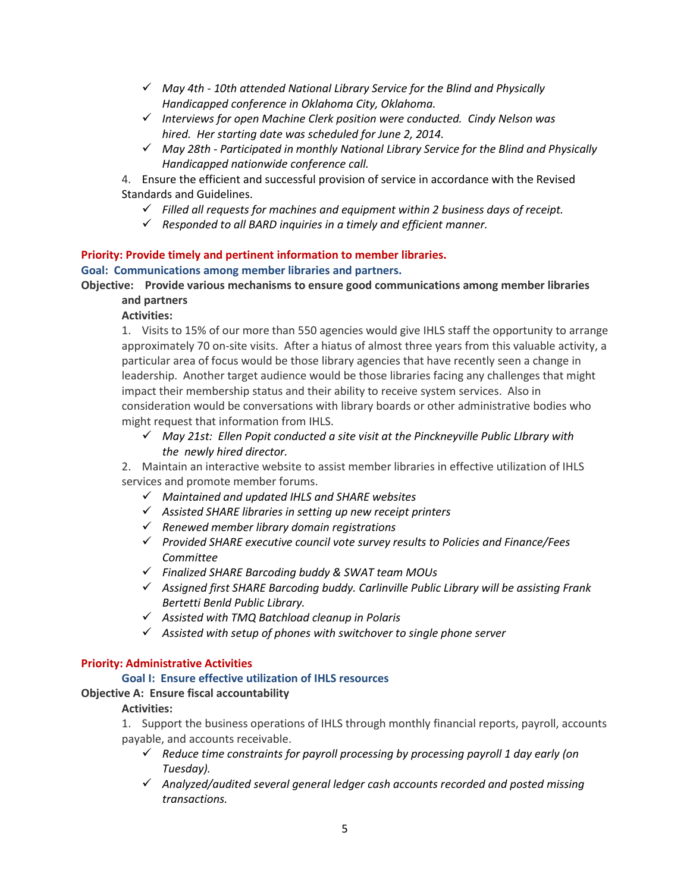- ✓ *May 4th - 10th attended National Library Service for the Blind and Physically Handicapped conference in Oklahoma City, Oklahoma.*
- ✓ *Interviews for open Machine Clerk position were conducted. Cindy Nelson was hired. Her starting date was scheduled for June 2, 2014.*
- ✓ *May 28th - Participated in monthly National Library Service for the Blind and Physically Handicapped nationwide conference call.*

4. Ensure the efficient and successful provision of service in accordance with the Revised Standards and Guidelines.
   - ✓ *Filled all requests for machines and equipment within 2 business days of receipt.*
   - ✓ *Responded to all BARD inquiries in a timely and efficient manner.*

**Priority: Provide timely and pertinent information to member libraries.**

**Goal: Communications among member libraries and partners.**

**Objective: Provide various mechanisms to ensure good communications among member libraries and partners**

**Activities:**

1. Visits to 15% of our more than 550 agencies would give IHLS staff the opportunity to arrange approximately 70 on-site visits. After a hiatus of almost three years from this valuable activity, a particular area of focus would be those library agencies that have recently seen a change in leadership. Another target audience would be those libraries facing any challenges that might impact their membership status and their ability to receive system services. Also in consideration would be conversations with library boards or other administrative bodies who might request that information from IHLS.
   - ✓ *May 21st: Ellen Popit conducted a site visit at the Pinckneyville Public LIbrary with the newly hired director.*
2. Maintain an interactive website to assist member libraries in effective utilization of IHLS services and promote member forums.
   - ✓ *Maintained and updated IHLS and SHARE websites*
   - ✓ *Assisted SHARE libraries in setting up new receipt printers*
   - ✓ *Renewed member library domain registrations*
   - ✓ *Provided SHARE executive council vote survey results to Policies and Finance/Fees Committee*
   - ✓ *Finalized SHARE Barcoding buddy & SWAT team MOUs*
   - ✓ *Assigned first SHARE Barcoding buddy. Carlinville Public Library will be assisting Frank Bertetti Benld Public Library.*
   - ✓ *Assisted with TMQ Batchload cleanup in Polaris*
   - ✓ *Assisted with setup of phones with switchover to single phone server*

**Priority: Administrative Activities**

**Goal I: Ensure effective utilization of IHLS resources**

**Objective A: Ensure fiscal accountability**

**Activities:**

1. Support the business operations of IHLS through monthly financial reports, payroll, accounts payable, and accounts receivable.
   - ✓ *Reduce time constraints for payroll processing by processing payroll 1 day early (on Tuesday).*
   - ✓ *Analyzed/audited several general ledger cash accounts recorded and posted missing transactions.*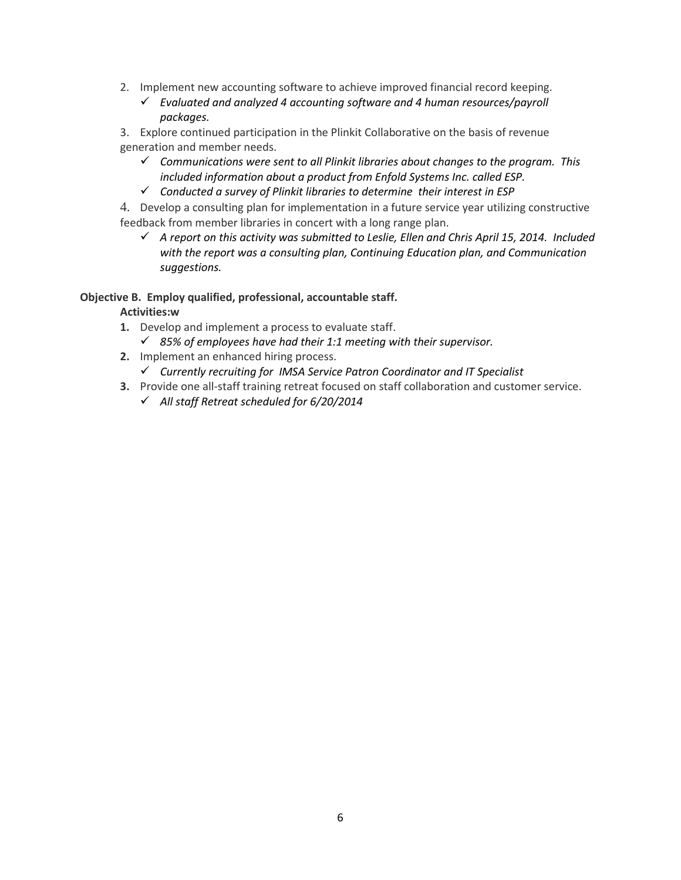2. Implement new accounting software to achieve improved financial record keeping.
   - ✓ *Evaluated and analyzed 4 accounting software and 4 human resources/payroll packages.*

3. Explore continued participation in the Plinkit Collaborative on the basis of revenue generation and member needs.
   - ✓ *Communications were sent to all Plinkit libraries about changes to the program. This included information about a product from Enfold Systems Inc. called ESP.*
   - ✓ *Conducted a survey of Plinkit libraries to determine their interest in ESP*

4. Develop a consulting plan for implementation in a future service year utilizing constructive feedback from member libraries in concert with a long range plan.
   - ✓ *A report on this activity was submitted to Leslie, Ellen and Chris April 15, 2014. Included with the report was a consulting plan, Continuing Education plan, and Communication suggestions.*

**Objective B. Employ qualified, professional, accountable staff.**

**Activities:w**

1. Develop and implement a process to evaluate staff.
   - ✓ *85% of employees have had their 1:1 meeting with their supervisor.*
2. Implement an enhanced hiring process.
   - ✓ *Currently recruiting for IMSA Service Patron Coordinator and IT Specialist*
3. Provide one all-staff training retreat focused on staff collaboration and customer service.
   - ✓ *All staff Retreat scheduled for 6/20/2014*